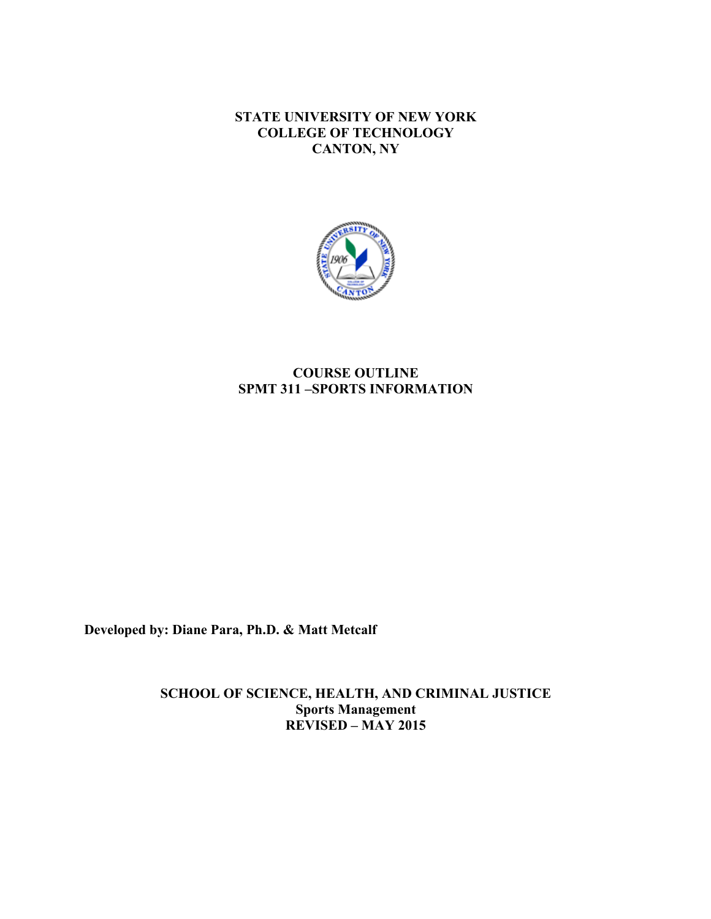**STATE UNIVERSITY OF NEW YORK**
**COLLEGE OF TECHNOLOGY**
**CANTON, NY**

# COURSE OUTLINE
## SPMT 311 –SPORTS INFORMATION

**Developed by: Diane Para, Ph.D. & Matt Metcalf**

**SCHOOL OF SCIENCE, HEALTH, AND CRIMINAL JUSTICE**
**Sports Management**
**REVISED – MAY 2015**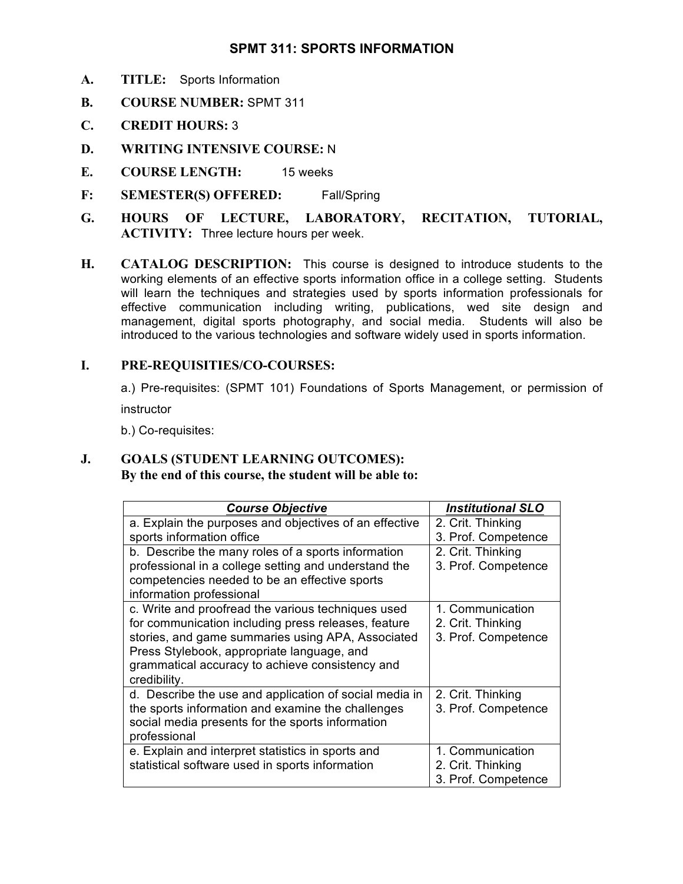# SPMT 311: SPORTS INFORMATION

**A. TITLE:** Sports Information

**B. COURSE NUMBER:** SPMT 311

**C. CREDIT HOURS:** 3

**D. WRITING INTENSIVE COURSE:** N

**E. COURSE LENGTH:** 15 weeks

**F: SEMESTER(S) OFFERED:** Fall/Spring

**G. HOURS OF LECTURE, LABORATORY, RECITATION, TUTORIAL, ACTIVITY:** Three lecture hours per week.

**H. CATALOG DESCRIPTION:** This course is designed to introduce students to the working elements of an effective sports information office in a college setting. Students will learn the techniques and strategies used by sports information professionals for effective communication including writing, publications, wed site design and management, digital sports photography, and social media. Students will also be introduced to the various technologies and software widely used in sports information.

**I. PRE-REQUISITIES/CO-COURSES:**

a.) Pre-requisites: (SPMT 101) Foundations of Sports Management, or permission of instructor

b.) Co-requisites:

**J. GOALS (STUDENT LEARNING OUTCOMES):**
**By the end of this course, the student will be able to:**

| ***Course Objective*** | ***Institutional SLO*** |
| --- | --- |
| a. Explain the purposes and objectives of an effective sports information office | 2. Crit. Thinking<br>3. Prof. Competence |
| b. Describe the many roles of a sports information professional in a college setting and understand the competencies needed to be an effective sports information professional | 2. Crit. Thinking<br>3. Prof. Competence |
| c. Write and proofread the various techniques used for communication including press releases, feature stories, and game summaries using APA, Associated Press Stylebook, appropriate language, and grammatical accuracy to achieve consistency and credibility. | 1. Communication<br>2. Crit. Thinking<br>3. Prof. Competence |
| d. Describe the use and application of social media in the sports information and examine the challenges social media presents for the sports information professional | 2. Crit. Thinking<br>3. Prof. Competence |
| e. Explain and interpret statistics in sports and statistical software used in sports information | 1. Communication<br>2. Crit. Thinking<br>3. Prof. Competence |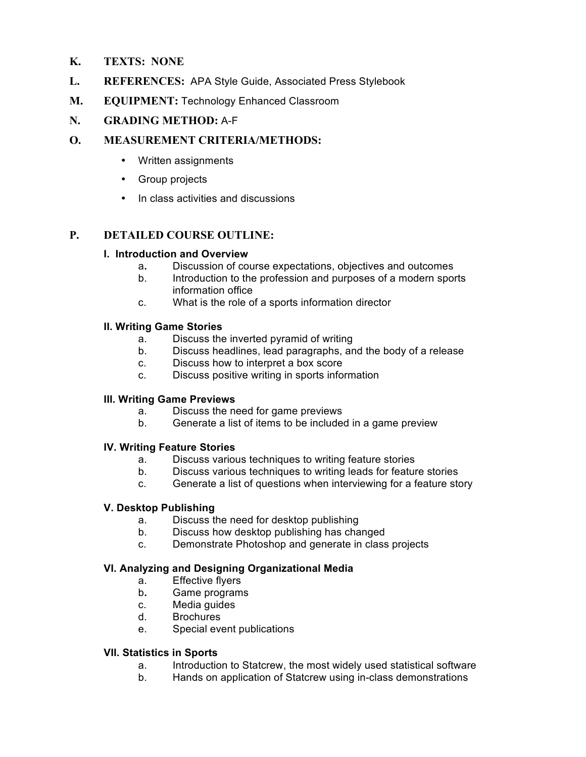**K. TEXTS: NONE**

**L. REFERENCES:** APA Style Guide, Associated Press Stylebook

**M. EQUIPMENT:** Technology Enhanced Classroom

**N. GRADING METHOD:** A-F

**O. MEASUREMENT CRITERIA/METHODS:**

- Written assignments
- Group projects
- In class activities and discussions

**P. DETAILED COURSE OUTLINE:**

**I. Introduction and Overview**

a. Discussion of course expectations, objectives and outcomes
b. Introduction to the profession and purposes of a modern sports information office
c. What is the role of a sports information director

**II. Writing Game Stories**

a. Discuss the inverted pyramid of writing
b. Discuss headlines, lead paragraphs, and the body of a release
c. Discuss how to interpret a box score
c. Discuss positive writing in sports information

**III. Writing Game Previews**

a. Discuss the need for game previews
b. Generate a list of items to be included in a game preview

**IV. Writing Feature Stories**

a. Discuss various techniques to writing feature stories
b. Discuss various techniques to writing leads for feature stories
c. Generate a list of questions when interviewing for a feature story

**V. Desktop Publishing**

a. Discuss the need for desktop publishing
b. Discuss how desktop publishing has changed
c. Demonstrate Photoshop and generate in class projects

**VI. Analyzing and Designing Organizational Media**

a. Effective flyers
b. Game programs
c. Media guides
d. Brochures
e. Special event publications

**VII. Statistics in Sports**

a. Introduction to Statcrew, the most widely used statistical software
b. Hands on application of Statcrew using in-class demonstrations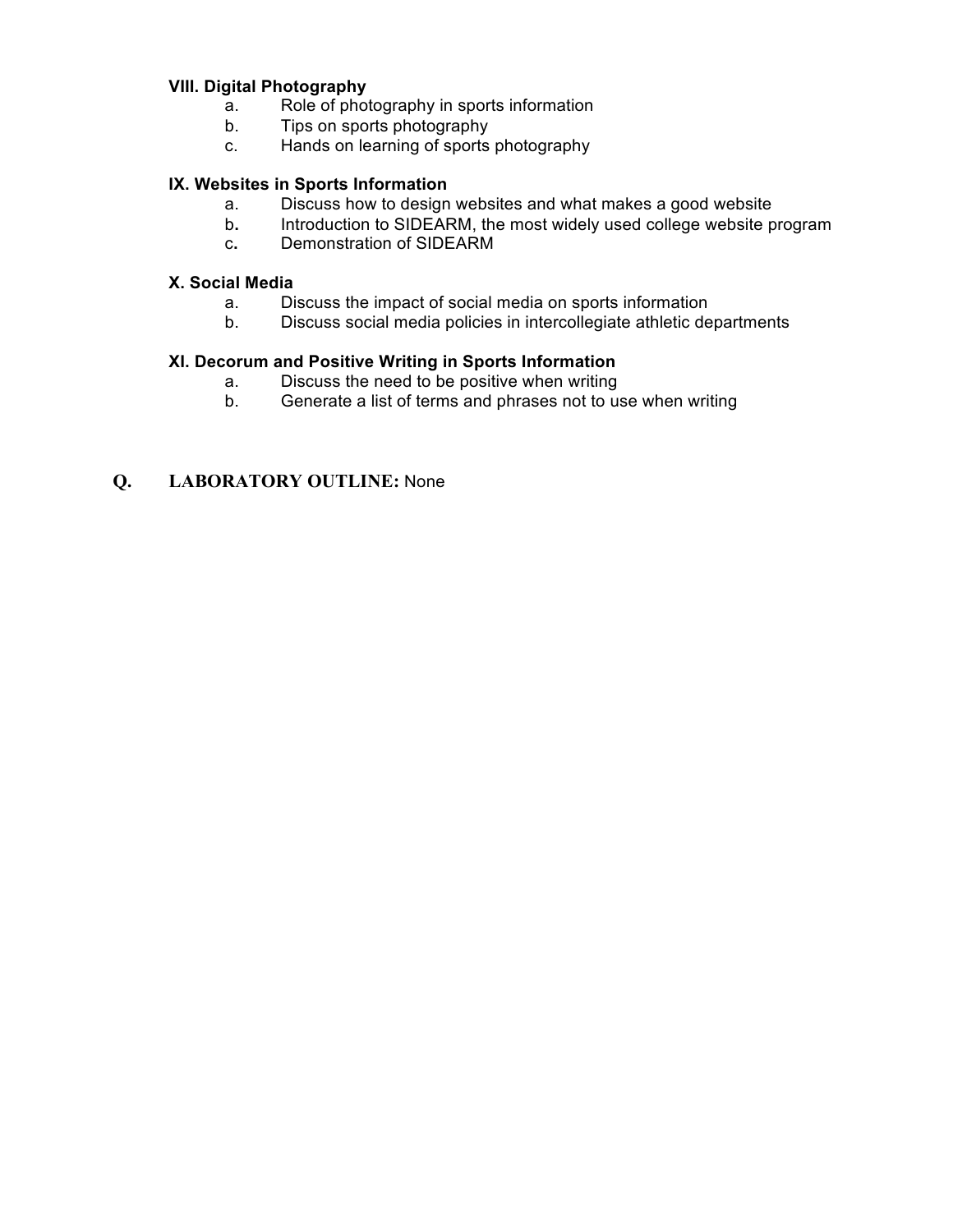**VIII. Digital Photography**

- a. Role of photography in sports information
- b. Tips on sports photography
- c. Hands on learning of sports photography

**IX. Websites in Sports Information**

- a. Discuss how to design websites and what makes a good website
- b. Introduction to SIDEARM, the most widely used college website program
- c. Demonstration of SIDEARM

**X. Social Media**

- a. Discuss the impact of social media on sports information
- b. Discuss social media policies in intercollegiate athletic departments

**XI. Decorum and Positive Writing in Sports Information**

- a. Discuss the need to be positive when writing
- b. Generate a list of terms and phrases not to use when writing

**Q. LABORATORY OUTLINE:** None